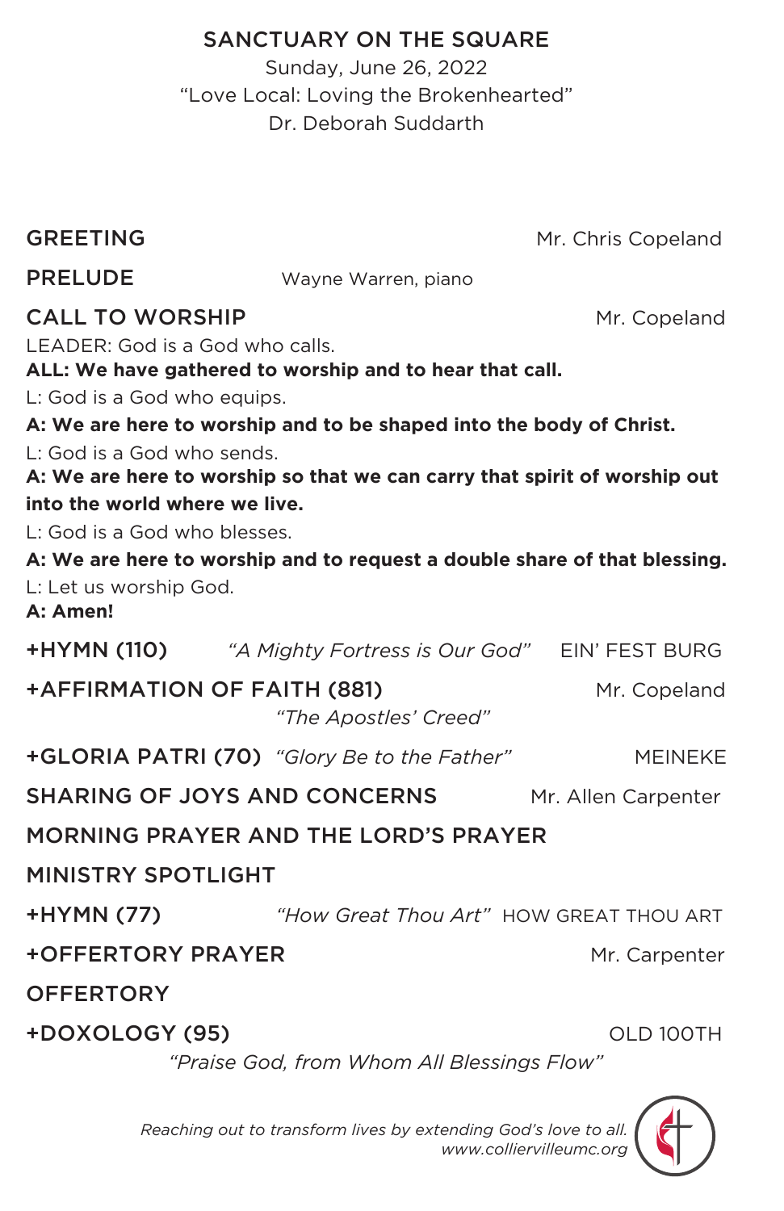# SANCTUARY ON THE SQUARE

Sunday, June 26, 2022

"Love Local: Loving the Brokenhearted"

Dr. Deborah Suddarth

**GREETING** Mr. Chris Copeland

**PRELUDE** Wayne Warren, piano

**CALL TO WORSHIP** Mr. Copeland

LEADER: God is a God who calls.

**ALL: We have gathered to worship and to hear that call.**

L: God is a God who equips.

**A: We are here to worship and to be shaped into the body of Christ.**

L: God is a God who sends.

**A: We are here to worship so that we can carry that spirit of worship out into the world where we live.**

L: God is a God who blesses.

**A: We are here to worship and to request a double share of that blessing.**

L: Let us worship God.

**A: Amen!**

**+HYMN (110)** *"A Mighty Fortress is Our God"* EIN' FEST BURG

**+AFFIRMATION OF FAITH (881)** Mr. Copeland

*"The Apostles' Creed"*

**+GLORIA PATRI (70)** *"Glory Be to the Father"* MEINEKE

**SHARING OF JOYS AND CONCERNS** Mr. Allen Carpenter

**MORNING PRAYER AND THE LORD'S PRAYER**

**MINISTRY SPOTLIGHT**

**+HYMN (77)** *"How Great Thou Art"* HOW GREAT THOU ART

**+OFFERTORY PRAYER** Mr. Carpenter

**OFFERTORY**

**+DOXOLOGY (95)** OLD 100TH

*"Praise God, from Whom All Blessings Flow"*

*Reaching out to transform lives by extending God's love to all.*
*www.colliervilleumc.org*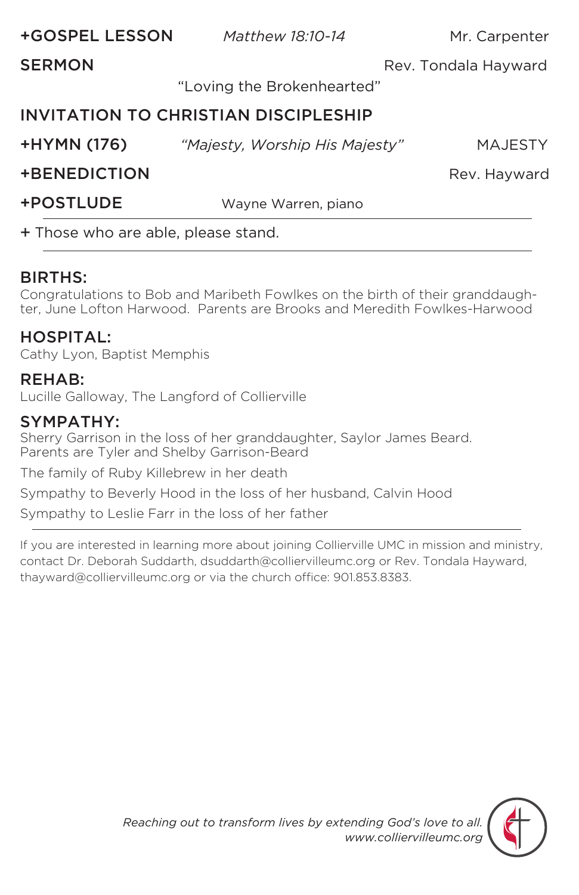**+GOSPEL LESSON** *Matthew 18:10-14* Mr. Carpenter

**SERMON** Rev. Tondala Hayward

"Loving the Brokenhearted"

**INVITATION TO CHRISTIAN DISCIPLESHIP**

**+HYMN (176)** *"Majesty, Worship His Majesty"* MAJESTY

**+BENEDICTION** Rev. Hayward

**+POSTLUDE** Wayne Warren, piano

+ Those who are able, please stand.

## BIRTHS:

Congratulations to Bob and Maribeth Fowlkes on the birth of their granddaughter, June Lofton Harwood. Parents are Brooks and Meredith Fowlkes-Harwood

## HOSPITAL:

Cathy Lyon, Baptist Memphis

## REHAB:

Lucille Galloway, The Langford of Collierville

## SYMPATHY:

Sherry Garrison in the loss of her granddaughter, Saylor James Beard. Parents are Tyler and Shelby Garrison-Beard

The family of Ruby Killebrew in her death

Sympathy to Beverly Hood in the loss of her husband, Calvin Hood

Sympathy to Leslie Farr in the loss of her father

---

If you are interested in learning more about joining Collierville UMC in mission and ministry, contact Dr. Deborah Suddarth, dsuddarth@colliervilleumc.org or Rev. Tondala Hayward, thayward@colliervilleumc.org or via the church office: 901.853.8383.

*Reaching out to transform lives by extending God's love to all.*
*www.colliervilleumc.org*